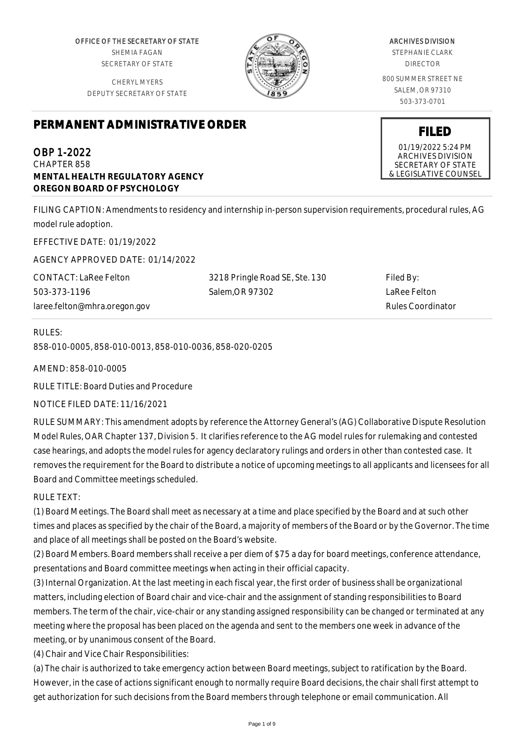OFFICE OF THE SECRETARY OF STATE
SHEMIA FAGAN
SECRETARY OF STATE

CHERYL MYERS
DEPUTY SECRETARY OF STATE

ARCHIVES DIVISION
STEPHANIE CLARK
DIRECTOR

800 SUMMER STREET NE
SALEM, OR 97310
503-373-0701

# PERMANENT ADMINISTRATIVE ORDER

**FILED**
01/19/2022 5:24 PM
ARCHIVES DIVISION
SECRETARY OF STATE
& LEGISLATIVE COUNSEL

## OBP 1-2022
CHAPTER 858
**MENTAL HEALTH REGULATORY AGENCY**
**OREGON BOARD OF PSYCHOLOGY**

FILING CAPTION: Amendments to residency and internship in-person supervision requirements, procedural rules, AG model rule adoption.

EFFECTIVE DATE: 01/19/2022

AGENCY APPROVED DATE: 01/14/2022

CONTACT: LaRee Felton
503-373-1196
laree.felton@mhra.oregon.gov

3218 Pringle Road SE, Ste. 130
Salem,OR 97302

Filed By:
LaRee Felton
Rules Coordinator

RULES:

858-010-0005, 858-010-0013, 858-010-0036, 858-020-0205

AMEND: 858-010-0005

RULE TITLE: Board Duties and Procedure

NOTICE FILED DATE: 11/16/2021

RULE SUMMARY: This amendment adopts by reference the Attorney General's (AG) Collaborative Dispute Resolution Model Rules, OAR Chapter 137, Division 5. It clarifies reference to the AG model rules for rulemaking and contested case hearings, and adopts the model rules for agency declaratory rulings and orders in other than contested case. It removes the requirement for the Board to distribute a notice of upcoming meetings to all applicants and licensees for all Board and Committee meetings scheduled.

RULE TEXT:

(1) Board Meetings. The Board shall meet as necessary at a time and place specified by the Board and at such other times and places as specified by the chair of the Board, a majority of members of the Board or by the Governor. The time and place of all meetings shall be posted on the Board's website.

(2) Board Members. Board members shall receive a per diem of $75 a day for board meetings, conference attendance, presentations and Board committee meetings when acting in their official capacity.

(3) Internal Organization. At the last meeting in each fiscal year, the first order of business shall be organizational matters, including election of Board chair and vice-chair and the assignment of standing responsibilities to Board members. The term of the chair, vice-chair or any standing assigned responsibility can be changed or terminated at any meeting where the proposal has been placed on the agenda and sent to the members one week in advance of the meeting, or by unanimous consent of the Board.

(4) Chair and Vice Chair Responsibilities:

(a) The chair is authorized to take emergency action between Board meetings, subject to ratification by the Board. However, in the case of actions significant enough to normally require Board decisions, the chair shall first attempt to get authorization for such decisions from the Board members through telephone or email communication. All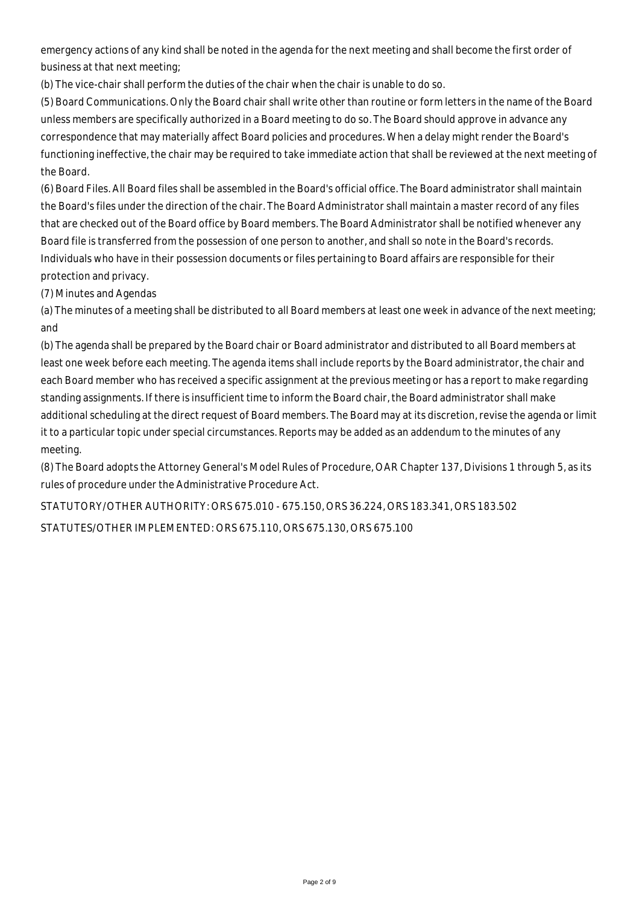emergency actions of any kind shall be noted in the agenda for the next meeting and shall become the first order of business at that next meeting;

(b) The vice-chair shall perform the duties of the chair when the chair is unable to do so.

(5) Board Communications. Only the Board chair shall write other than routine or form letters in the name of the Board unless members are specifically authorized in a Board meeting to do so. The Board should approve in advance any correspondence that may materially affect Board policies and procedures. When a delay might render the Board's functioning ineffective, the chair may be required to take immediate action that shall be reviewed at the next meeting of the Board.

(6) Board Files. All Board files shall be assembled in the Board's official office. The Board administrator shall maintain the Board's files under the direction of the chair. The Board Administrator shall maintain a master record of any files that are checked out of the Board office by Board members. The Board Administrator shall be notified whenever any Board file is transferred from the possession of one person to another, and shall so note in the Board's records. Individuals who have in their possession documents or files pertaining to Board affairs are responsible for their protection and privacy.

(7) Minutes and Agendas

(a) The minutes of a meeting shall be distributed to all Board members at least one week in advance of the next meeting; and

(b) The agenda shall be prepared by the Board chair or Board administrator and distributed to all Board members at least one week before each meeting. The agenda items shall include reports by the Board administrator, the chair and each Board member who has received a specific assignment at the previous meeting or has a report to make regarding standing assignments. If there is insufficient time to inform the Board chair, the Board administrator shall make additional scheduling at the direct request of Board members. The Board may at its discretion, revise the agenda or limit it to a particular topic under special circumstances. Reports may be added as an addendum to the minutes of any meeting.

(8) The Board adopts the Attorney General's Model Rules of Procedure, OAR Chapter 137, Divisions 1 through 5, as its rules of procedure under the Administrative Procedure Act.

STATUTORY/OTHER AUTHORITY: ORS 675.010 - 675.150, ORS 36.224, ORS 183.341, ORS 183.502

STATUTES/OTHER IMPLEMENTED: ORS 675.110, ORS 675.130, ORS 675.100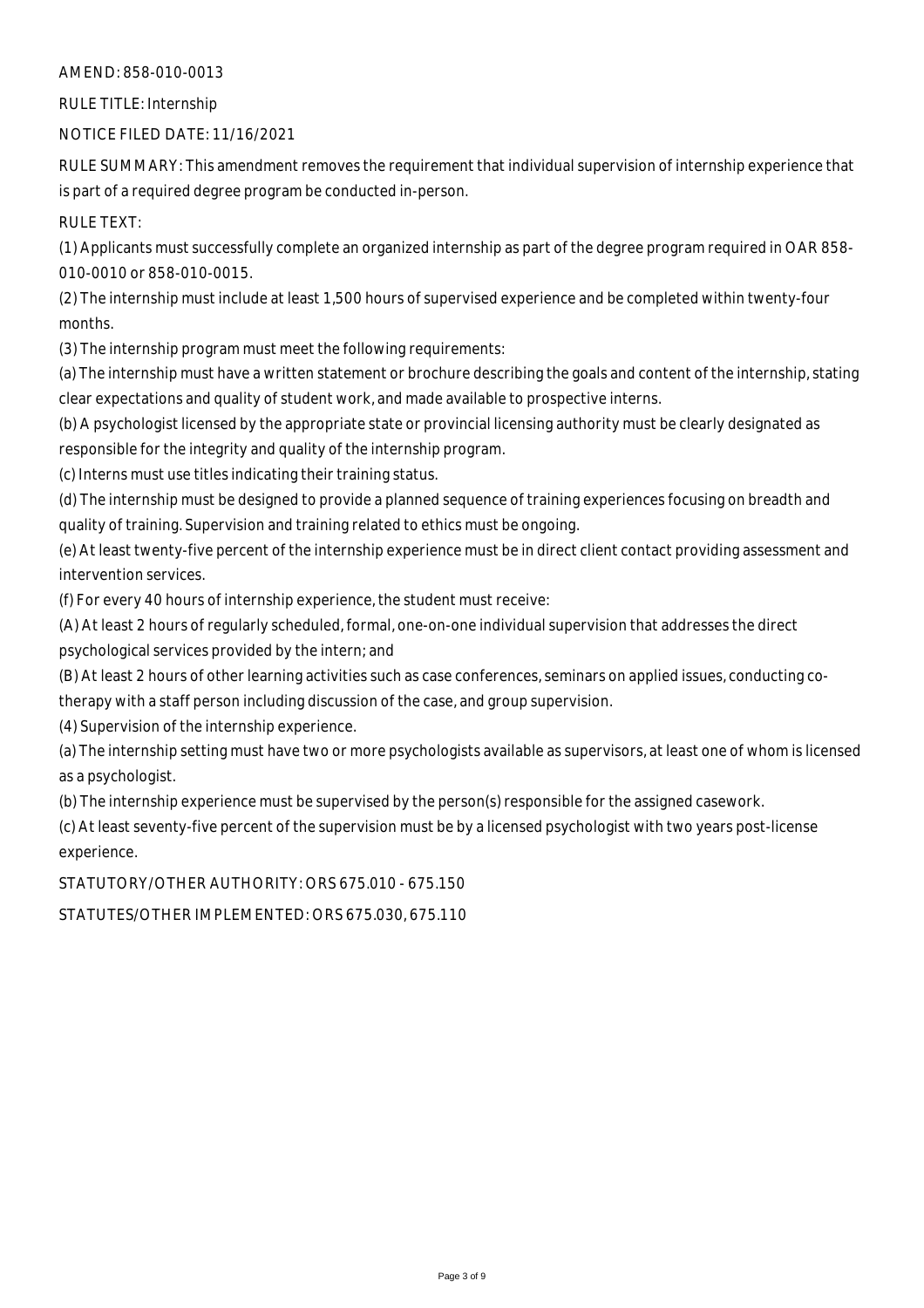AMEND: 858-010-0013

RULE TITLE: Internship

NOTICE FILED DATE: 11/16/2021

RULE SUMMARY: This amendment removes the requirement that individual supervision of internship experience that is part of a required degree program be conducted in-person.

RULE TEXT:

(1) Applicants must successfully complete an organized internship as part of the degree program required in OAR 858-010-0010 or 858-010-0015.

(2) The internship must include at least 1,500 hours of supervised experience and be completed within twenty-four months.

(3) The internship program must meet the following requirements:

(a) The internship must have a written statement or brochure describing the goals and content of the internship, stating clear expectations and quality of student work, and made available to prospective interns.

(b) A psychologist licensed by the appropriate state or provincial licensing authority must be clearly designated as responsible for the integrity and quality of the internship program.

(c) Interns must use titles indicating their training status.

(d) The internship must be designed to provide a planned sequence of training experiences focusing on breadth and quality of training. Supervision and training related to ethics must be ongoing.

(e) At least twenty-five percent of the internship experience must be in direct client contact providing assessment and intervention services.

(f) For every 40 hours of internship experience, the student must receive:

(A) At least 2 hours of regularly scheduled, formal, one-on-one individual supervision that addresses the direct psychological services provided by the intern; and

(B) At least 2 hours of other learning activities such as case conferences, seminars on applied issues, conducting co-therapy with a staff person including discussion of the case, and group supervision.

(4) Supervision of the internship experience.

(a) The internship setting must have two or more psychologists available as supervisors, at least one of whom is licensed as a psychologist.

(b) The internship experience must be supervised by the person(s) responsible for the assigned casework.

(c) At least seventy-five percent of the supervision must be by a licensed psychologist with two years post-license experience.

STATUTORY/OTHER AUTHORITY: ORS 675.010 - 675.150

STATUTES/OTHER IMPLEMENTED: ORS 675.030, 675.110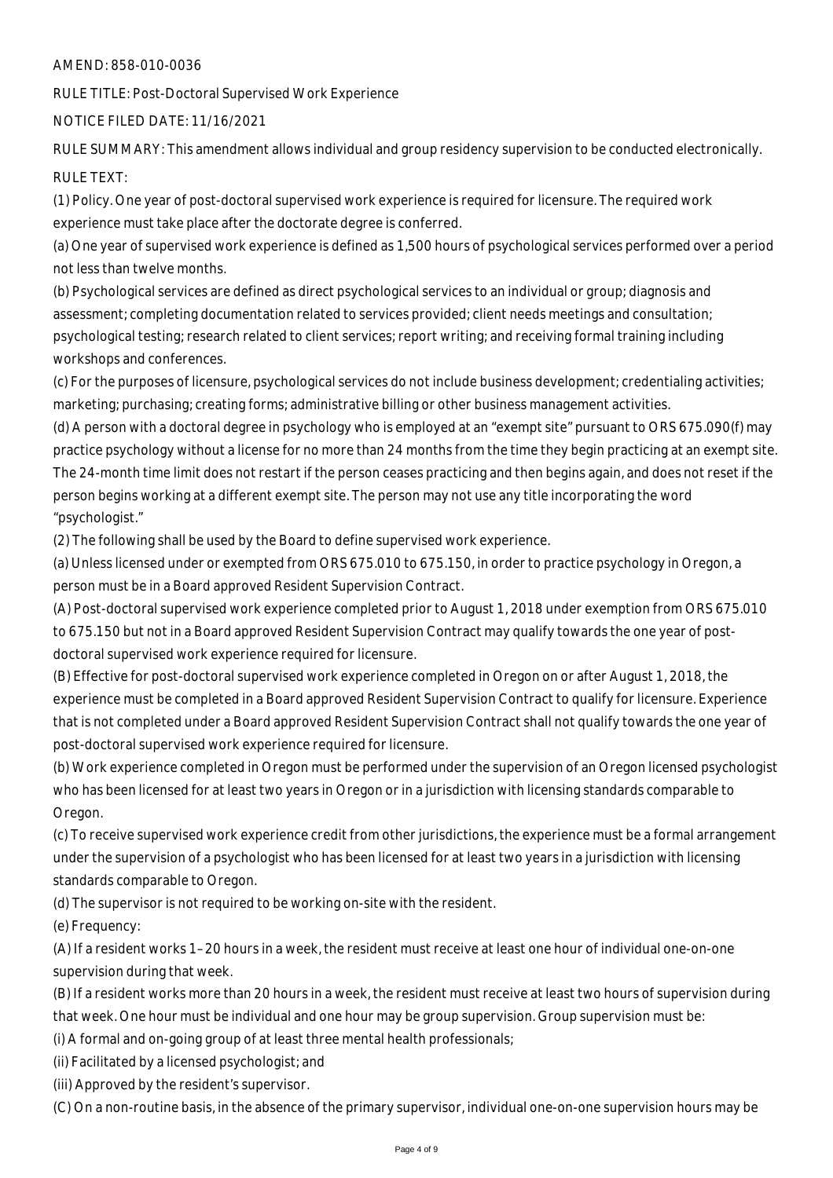AMEND: 858-010-0036

RULE TITLE: Post-Doctoral Supervised Work Experience

NOTICE FILED DATE: 11/16/2021

RULE SUMMARY: This amendment allows individual and group residency supervision to be conducted electronically.

RULE TEXT:

(1) Policy. One year of post-doctoral supervised work experience is required for licensure. The required work experience must take place after the doctorate degree is conferred.

(a) One year of supervised work experience is defined as 1,500 hours of psychological services performed over a period not less than twelve months.

(b) Psychological services are defined as direct psychological services to an individual or group; diagnosis and assessment; completing documentation related to services provided; client needs meetings and consultation; psychological testing; research related to client services; report writing; and receiving formal training including workshops and conferences.

(c) For the purposes of licensure, psychological services do not include business development; credentialing activities; marketing; purchasing; creating forms; administrative billing or other business management activities.

(d) A person with a doctoral degree in psychology who is employed at an "exempt site" pursuant to ORS 675.090(f) may practice psychology without a license for no more than 24 months from the time they begin practicing at an exempt site. The 24-month time limit does not restart if the person ceases practicing and then begins again, and does not reset if the person begins working at a different exempt site. The person may not use any title incorporating the word "psychologist."

(2) The following shall be used by the Board to define supervised work experience.

(a) Unless licensed under or exempted from ORS 675.010 to 675.150, in order to practice psychology in Oregon, a person must be in a Board approved Resident Supervision Contract.

(A) Post-doctoral supervised work experience completed prior to August 1, 2018 under exemption from ORS 675.010 to 675.150 but not in a Board approved Resident Supervision Contract may qualify towards the one year of post-doctoral supervised work experience required for licensure.

(B) Effective for post-doctoral supervised work experience completed in Oregon on or after August 1, 2018, the experience must be completed in a Board approved Resident Supervision Contract to qualify for licensure. Experience that is not completed under a Board approved Resident Supervision Contract shall not qualify towards the one year of post-doctoral supervised work experience required for licensure.

(b) Work experience completed in Oregon must be performed under the supervision of an Oregon licensed psychologist who has been licensed for at least two years in Oregon or in a jurisdiction with licensing standards comparable to Oregon.

(c) To receive supervised work experience credit from other jurisdictions, the experience must be a formal arrangement under the supervision of a psychologist who has been licensed for at least two years in a jurisdiction with licensing standards comparable to Oregon.

(d) The supervisor is not required to be working on-site with the resident.

(e) Frequency:

(A) If a resident works 1–20 hours in a week, the resident must receive at least one hour of individual one-on-one supervision during that week.

(B) If a resident works more than 20 hours in a week, the resident must receive at least two hours of supervision during that week. One hour must be individual and one hour may be group supervision. Group supervision must be:

(i) A formal and on-going group of at least three mental health professionals;

(ii) Facilitated by a licensed psychologist; and

(iii) Approved by the resident's supervisor.

(C) On a non-routine basis, in the absence of the primary supervisor, individual one-on-one supervision hours may be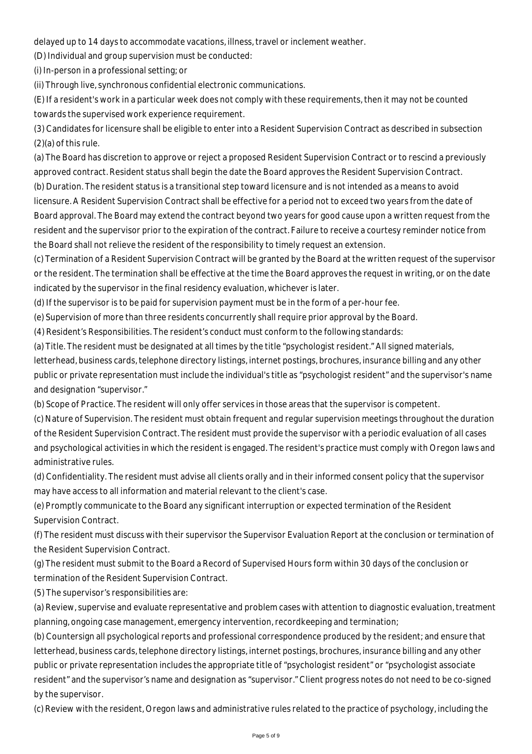delayed up to 14 days to accommodate vacations, illness, travel or inclement weather.

(D) Individual and group supervision must be conducted:

(i) In-person in a professional setting; or

(ii) Through live, synchronous confidential electronic communications.

(E) If a resident's work in a particular week does not comply with these requirements, then it may not be counted towards the supervised work experience requirement.

(3) Candidates for licensure shall be eligible to enter into a Resident Supervision Contract as described in subsection (2)(a) of this rule.

(a) The Board has discretion to approve or reject a proposed Resident Supervision Contract or to rescind a previously approved contract. Resident status shall begin the date the Board approves the Resident Supervision Contract.

(b) Duration. The resident status is a transitional step toward licensure and is not intended as a means to avoid licensure. A Resident Supervision Contract shall be effective for a period not to exceed two years from the date of Board approval. The Board may extend the contract beyond two years for good cause upon a written request from the resident and the supervisor prior to the expiration of the contract. Failure to receive a courtesy reminder notice from the Board shall not relieve the resident of the responsibility to timely request an extension.

(c) Termination of a Resident Supervision Contract will be granted by the Board at the written request of the supervisor or the resident. The termination shall be effective at the time the Board approves the request in writing, or on the date indicated by the supervisor in the final residency evaluation, whichever is later.

(d) If the supervisor is to be paid for supervision payment must be in the form of a per-hour fee.

(e) Supervision of more than three residents concurrently shall require prior approval by the Board.

(4) Resident's Responsibilities. The resident's conduct must conform to the following standards:

(a) Title. The resident must be designated at all times by the title "psychologist resident." All signed materials, letterhead, business cards, telephone directory listings, internet postings, brochures, insurance billing and any other public or private representation must include the individual's title as "psychologist resident" and the supervisor's name and designation "supervisor."

(b) Scope of Practice. The resident will only offer services in those areas that the supervisor is competent.

(c) Nature of Supervision. The resident must obtain frequent and regular supervision meetings throughout the duration of the Resident Supervision Contract. The resident must provide the supervisor with a periodic evaluation of all cases and psychological activities in which the resident is engaged. The resident's practice must comply with Oregon laws and administrative rules.

(d) Confidentiality. The resident must advise all clients orally and in their informed consent policy that the supervisor may have access to all information and material relevant to the client's case.

(e) Promptly communicate to the Board any significant interruption or expected termination of the Resident Supervision Contract.

(f) The resident must discuss with their supervisor the Supervisor Evaluation Report at the conclusion or termination of the Resident Supervision Contract.

(g) The resident must submit to the Board a Record of Supervised Hours form within 30 days of the conclusion or termination of the Resident Supervision Contract.

(5) The supervisor's responsibilities are:

(a) Review, supervise and evaluate representative and problem cases with attention to diagnostic evaluation, treatment planning, ongoing case management, emergency intervention, recordkeeping and termination;

(b) Countersign all psychological reports and professional correspondence produced by the resident; and ensure that letterhead, business cards, telephone directory listings, internet postings, brochures, insurance billing and any other public or private representation includes the appropriate title of "psychologist resident" or "psychologist associate resident" and the supervisor's name and designation as "supervisor." Client progress notes do not need to be co-signed by the supervisor.

(c) Review with the resident, Oregon laws and administrative rules related to the practice of psychology, including the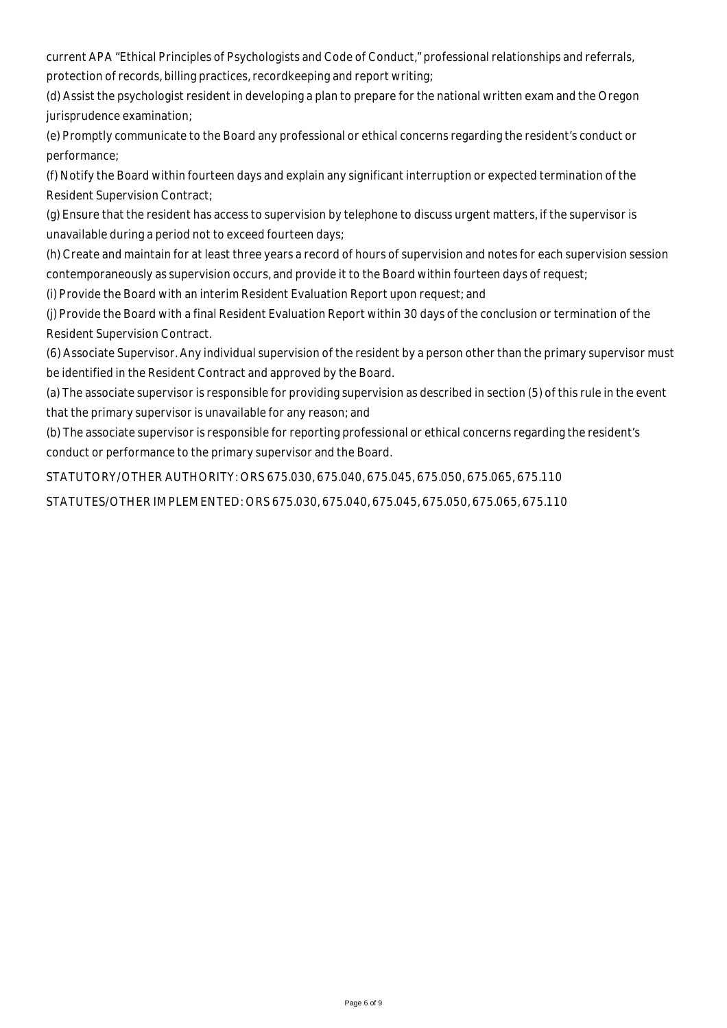current APA "Ethical Principles of Psychologists and Code of Conduct," professional relationships and referrals, protection of records, billing practices, recordkeeping and report writing;

(d) Assist the psychologist resident in developing a plan to prepare for the national written exam and the Oregon jurisprudence examination;

(e) Promptly communicate to the Board any professional or ethical concerns regarding the resident's conduct or performance;

(f) Notify the Board within fourteen days and explain any significant interruption or expected termination of the Resident Supervision Contract;

(g) Ensure that the resident has access to supervision by telephone to discuss urgent matters, if the supervisor is unavailable during a period not to exceed fourteen days;

(h) Create and maintain for at least three years a record of hours of supervision and notes for each supervision session contemporaneously as supervision occurs, and provide it to the Board within fourteen days of request;

(i) Provide the Board with an interim Resident Evaluation Report upon request; and

(j) Provide the Board with a final Resident Evaluation Report within 30 days of the conclusion or termination of the Resident Supervision Contract.

(6) Associate Supervisor. Any individual supervision of the resident by a person other than the primary supervisor must be identified in the Resident Contract and approved by the Board.

(a) The associate supervisor is responsible for providing supervision as described in section (5) of this rule in the event that the primary supervisor is unavailable for any reason; and

(b) The associate supervisor is responsible for reporting professional or ethical concerns regarding the resident's conduct or performance to the primary supervisor and the Board.

STATUTORY/OTHER AUTHORITY: ORS 675.030, 675.040, 675.045, 675.050, 675.065, 675.110

STATUTES/OTHER IMPLEMENTED: ORS 675.030, 675.040, 675.045, 675.050, 675.065, 675.110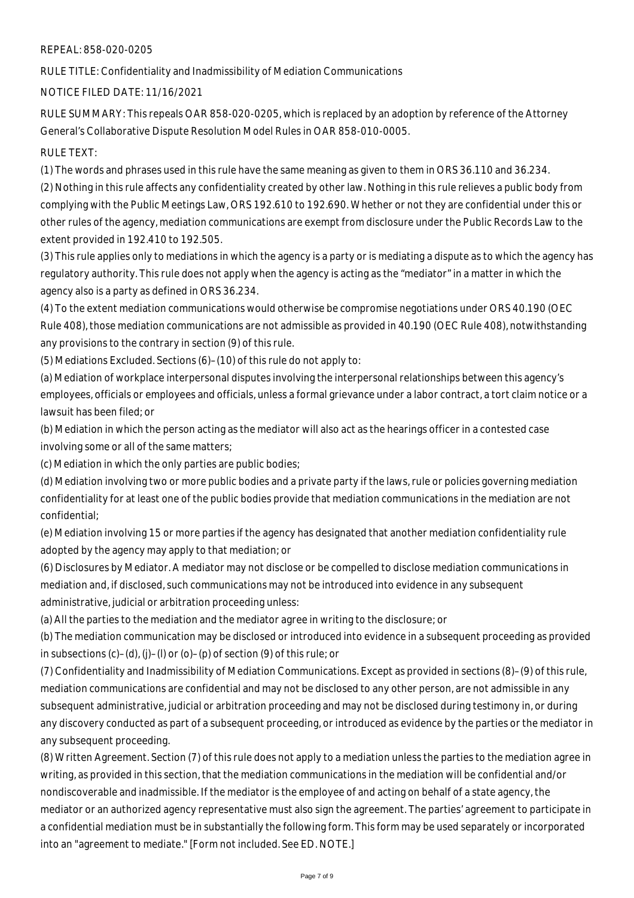REPEAL: 858-020-0205

RULE TITLE: Confidentiality and Inadmissibility of Mediation Communications

NOTICE FILED DATE: 11/16/2021

RULE SUMMARY: This repeals OAR 858-020-0205, which is replaced by an adoption by reference of the Attorney General's Collaborative Dispute Resolution Model Rules in OAR 858-010-0005.

RULE TEXT:

(1) The words and phrases used in this rule have the same meaning as given to them in ORS 36.110 and 36.234.

(2) Nothing in this rule affects any confidentiality created by other law. Nothing in this rule relieves a public body from complying with the Public Meetings Law, ORS 192.610 to 192.690. Whether or not they are confidential under this or other rules of the agency, mediation communications are exempt from disclosure under the Public Records Law to the extent provided in 192.410 to 192.505.

(3) This rule applies only to mediations in which the agency is a party or is mediating a dispute as to which the agency has regulatory authority. This rule does not apply when the agency is acting as the "mediator" in a matter in which the agency also is a party as defined in ORS 36.234.

(4) To the extent mediation communications would otherwise be compromise negotiations under ORS 40.190 (OEC Rule 408), those mediation communications are not admissible as provided in 40.190 (OEC Rule 408), notwithstanding any provisions to the contrary in section (9) of this rule.

(5) Mediations Excluded. Sections (6)–(10) of this rule do not apply to:

(a) Mediation of workplace interpersonal disputes involving the interpersonal relationships between this agency's employees, officials or employees and officials, unless a formal grievance under a labor contract, a tort claim notice or a lawsuit has been filed; or

(b) Mediation in which the person acting as the mediator will also act as the hearings officer in a contested case involving some or all of the same matters;

(c) Mediation in which the only parties are public bodies;

(d) Mediation involving two or more public bodies and a private party if the laws, rule or policies governing mediation confidentiality for at least one of the public bodies provide that mediation communications in the mediation are not confidential;

(e) Mediation involving 15 or more parties if the agency has designated that another mediation confidentiality rule adopted by the agency may apply to that mediation; or

(6) Disclosures by Mediator. A mediator may not disclose or be compelled to disclose mediation communications in mediation and, if disclosed, such communications may not be introduced into evidence in any subsequent administrative, judicial or arbitration proceeding unless:

(a) All the parties to the mediation and the mediator agree in writing to the disclosure; or

(b) The mediation communication may be disclosed or introduced into evidence in a subsequent proceeding as provided in subsections (c)–(d), (j)–(l) or (o)–(p) of section (9) of this rule; or

(7) Confidentiality and Inadmissibility of Mediation Communications. Except as provided in sections (8)–(9) of this rule, mediation communications are confidential and may not be disclosed to any other person, are not admissible in any subsequent administrative, judicial or arbitration proceeding and may not be disclosed during testimony in, or during any discovery conducted as part of a subsequent proceeding, or introduced as evidence by the parties or the mediator in any subsequent proceeding.

(8) Written Agreement. Section (7) of this rule does not apply to a mediation unless the parties to the mediation agree in writing, as provided in this section, that the mediation communications in the mediation will be confidential and/or nondiscoverable and inadmissible. If the mediator is the employee of and acting on behalf of a state agency, the mediator or an authorized agency representative must also sign the agreement. The parties' agreement to participate in a confidential mediation must be in substantially the following form. This form may be used separately or incorporated into an "agreement to mediate." [Form not included. See ED. NOTE.]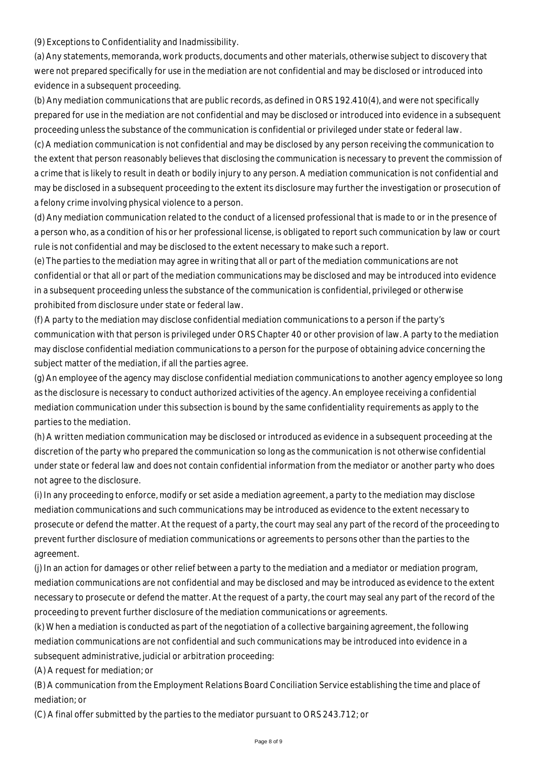(9) Exceptions to Confidentiality and Inadmissibility.

(a) Any statements, memoranda, work products, documents and other materials, otherwise subject to discovery that were not prepared specifically for use in the mediation are not confidential and may be disclosed or introduced into evidence in a subsequent proceeding.

(b) Any mediation communications that are public records, as defined in ORS 192.410(4), and were not specifically prepared for use in the mediation are not confidential and may be disclosed or introduced into evidence in a subsequent proceeding unless the substance of the communication is confidential or privileged under state or federal law.

(c) A mediation communication is not confidential and may be disclosed by any person receiving the communication to the extent that person reasonably believes that disclosing the communication is necessary to prevent the commission of a crime that is likely to result in death or bodily injury to any person. A mediation communication is not confidential and may be disclosed in a subsequent proceeding to the extent its disclosure may further the investigation or prosecution of a felony crime involving physical violence to a person.

(d) Any mediation communication related to the conduct of a licensed professional that is made to or in the presence of a person who, as a condition of his or her professional license, is obligated to report such communication by law or court rule is not confidential and may be disclosed to the extent necessary to make such a report.

(e) The parties to the mediation may agree in writing that all or part of the mediation communications are not confidential or that all or part of the mediation communications may be disclosed and may be introduced into evidence in a subsequent proceeding unless the substance of the communication is confidential, privileged or otherwise prohibited from disclosure under state or federal law.

(f) A party to the mediation may disclose confidential mediation communications to a person if the party's communication with that person is privileged under ORS Chapter 40 or other provision of law. A party to the mediation may disclose confidential mediation communications to a person for the purpose of obtaining advice concerning the subject matter of the mediation, if all the parties agree.

(g) An employee of the agency may disclose confidential mediation communications to another agency employee so long as the disclosure is necessary to conduct authorized activities of the agency. An employee receiving a confidential mediation communication under this subsection is bound by the same confidentiality requirements as apply to the parties to the mediation.

(h) A written mediation communication may be disclosed or introduced as evidence in a subsequent proceeding at the discretion of the party who prepared the communication so long as the communication is not otherwise confidential under state or federal law and does not contain confidential information from the mediator or another party who does not agree to the disclosure.

(i) In any proceeding to enforce, modify or set aside a mediation agreement, a party to the mediation may disclose mediation communications and such communications may be introduced as evidence to the extent necessary to prosecute or defend the matter. At the request of a party, the court may seal any part of the record of the proceeding to prevent further disclosure of mediation communications or agreements to persons other than the parties to the agreement.

(j) In an action for damages or other relief between a party to the mediation and a mediator or mediation program, mediation communications are not confidential and may be disclosed and may be introduced as evidence to the extent necessary to prosecute or defend the matter. At the request of a party, the court may seal any part of the record of the proceeding to prevent further disclosure of the mediation communications or agreements.

(k) When a mediation is conducted as part of the negotiation of a collective bargaining agreement, the following mediation communications are not confidential and such communications may be introduced into evidence in a subsequent administrative, judicial or arbitration proceeding:

(A) A request for mediation; or

(B) A communication from the Employment Relations Board Conciliation Service establishing the time and place of mediation; or

(C) A final offer submitted by the parties to the mediator pursuant to ORS 243.712; or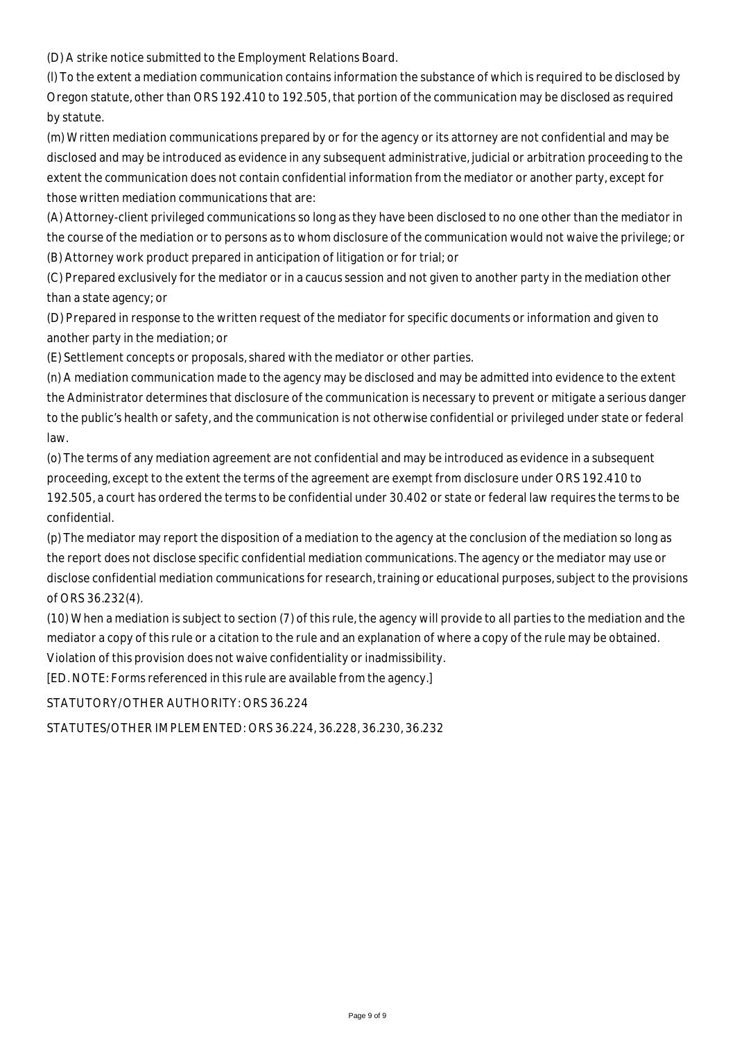(D) A strike notice submitted to the Employment Relations Board.

(l) To the extent a mediation communication contains information the substance of which is required to be disclosed by Oregon statute, other than ORS 192.410 to 192.505, that portion of the communication may be disclosed as required by statute.

(m) Written mediation communications prepared by or for the agency or its attorney are not confidential and may be disclosed and may be introduced as evidence in any subsequent administrative, judicial or arbitration proceeding to the extent the communication does not contain confidential information from the mediator or another party, except for those written mediation communications that are:

(A) Attorney-client privileged communications so long as they have been disclosed to no one other than the mediator in the course of the mediation or to persons as to whom disclosure of the communication would not waive the privilege; or

(B) Attorney work product prepared in anticipation of litigation or for trial; or

(C) Prepared exclusively for the mediator or in a caucus session and not given to another party in the mediation other than a state agency; or

(D) Prepared in response to the written request of the mediator for specific documents or information and given to another party in the mediation; or

(E) Settlement concepts or proposals, shared with the mediator or other parties.

(n) A mediation communication made to the agency may be disclosed and may be admitted into evidence to the extent the Administrator determines that disclosure of the communication is necessary to prevent or mitigate a serious danger to the public's health or safety, and the communication is not otherwise confidential or privileged under state or federal law.

(o) The terms of any mediation agreement are not confidential and may be introduced as evidence in a subsequent proceeding, except to the extent the terms of the agreement are exempt from disclosure under ORS 192.410 to 192.505, a court has ordered the terms to be confidential under 30.402 or state or federal law requires the terms to be confidential.

(p) The mediator may report the disposition of a mediation to the agency at the conclusion of the mediation so long as the report does not disclose specific confidential mediation communications. The agency or the mediator may use or disclose confidential mediation communications for research, training or educational purposes, subject to the provisions of ORS 36.232(4).

(10) When a mediation is subject to section (7) of this rule, the agency will provide to all parties to the mediation and the mediator a copy of this rule or a citation to the rule and an explanation of where a copy of the rule may be obtained. Violation of this provision does not waive confidentiality or inadmissibility.

[ED. NOTE: Forms referenced in this rule are available from the agency.]

STATUTORY/OTHER AUTHORITY: ORS 36.224

STATUTES/OTHER IMPLEMENTED: ORS 36.224, 36.228, 36.230, 36.232